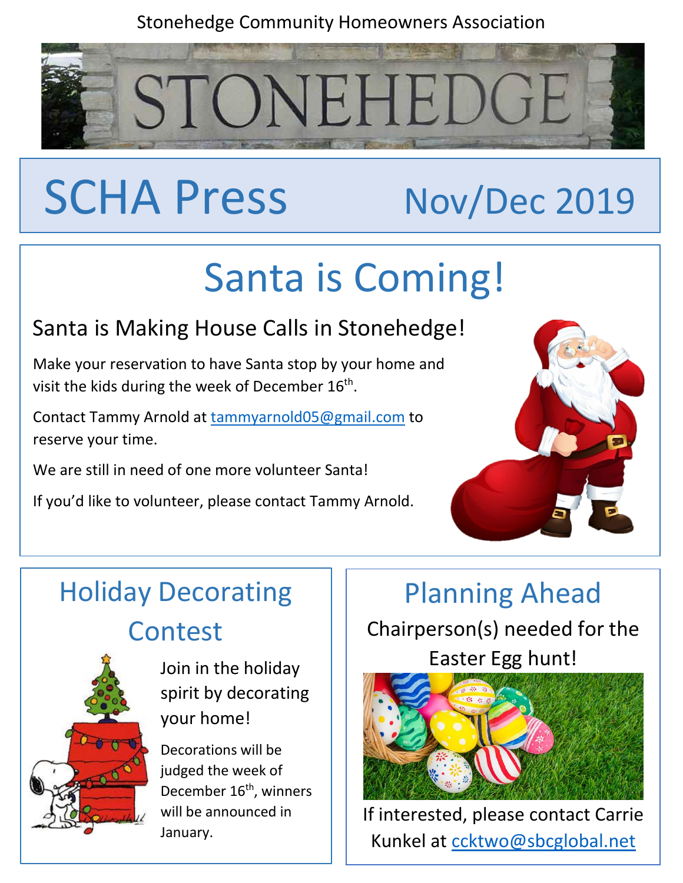Stonehedge Community Homeowners Association

# SCHA Press Nov/Dec 2019

## Santa is Coming!

### Santa is Making House Calls in Stonehedge!

Make your reservation to have Santa stop by your home and visit the kids during the week of December 16th.

Contact Tammy Arnold at tammyarnold05@gmail.com to reserve your time.

We are still in need of one more volunteer Santa!

If you'd like to volunteer, please contact Tammy Arnold.

## Holiday Decorating Contest

Join in the holiday spirit by decorating your home!

Decorations will be judged the week of December 16th, winners will be announced in January.

## Planning Ahead

Chairperson(s) needed for the Easter Egg hunt!

If interested, please contact Carrie Kunkel at ccktwo@sbcglobal.net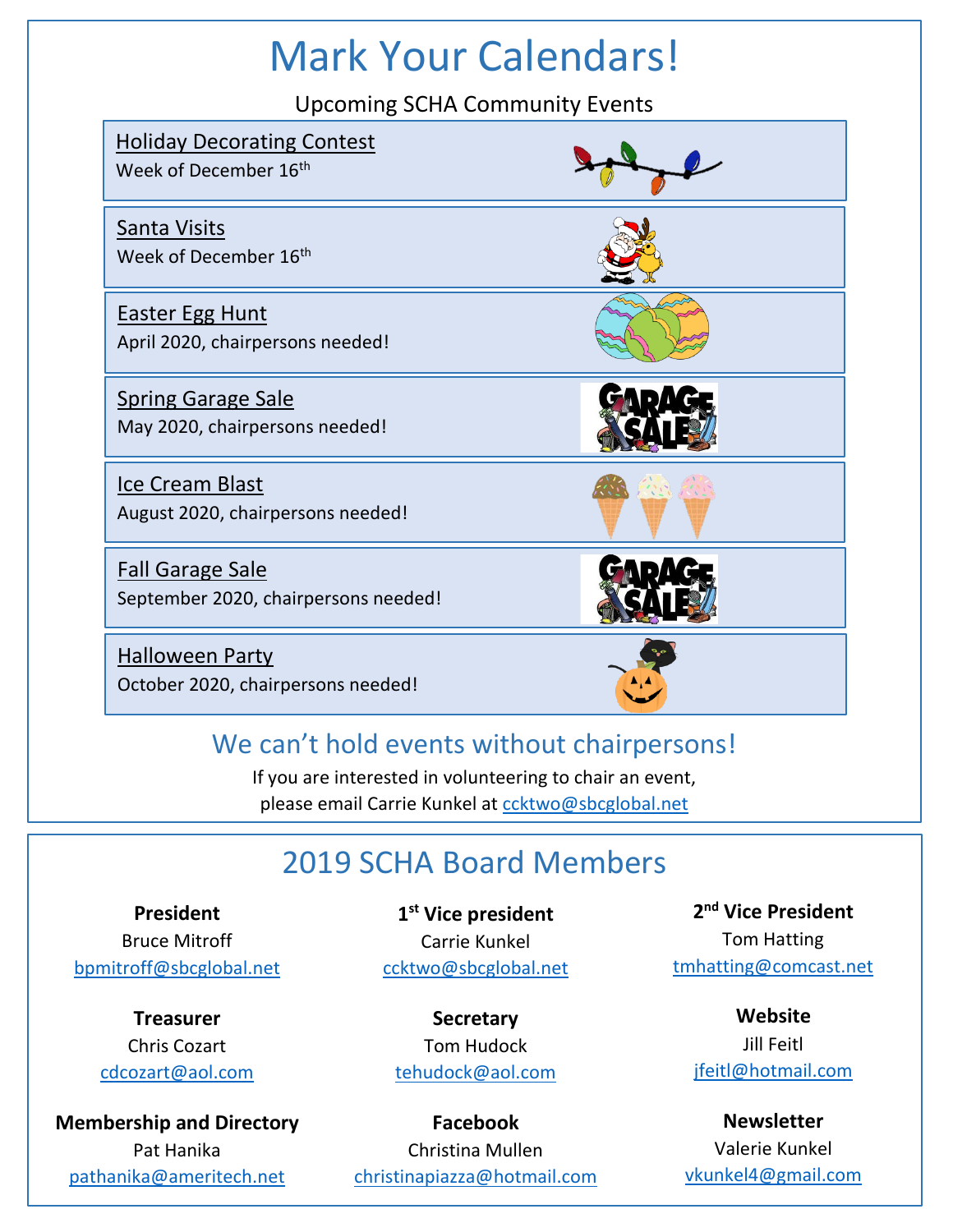# Mark Your Calendars!

Upcoming SCHA Community Events

**Holiday Decorating Contest**
Week of December 16th

**Santa Visits**
Week of December 16th

**Easter Egg Hunt**
April 2020, chairpersons needed!

**Spring Garage Sale**
May 2020, chairpersons needed!

**Ice Cream Blast**
August 2020, chairpersons needed!

**Fall Garage Sale**
September 2020, chairpersons needed!

**Halloween Party**
October 2020, chairpersons needed!

## We can't hold events without chairpersons!

If you are interested in volunteering to chair an event,
please email Carrie Kunkel at ccktwo@sbcglobal.net

# 2019 SCHA Board Members

**President**
Bruce Mitroff
bpmitroff@sbcglobal.net

**1st Vice president**
Carrie Kunkel
ccktwo@sbcglobal.net

**2nd Vice President**
Tom Hatting
tmhatting@comcast.net

**Treasurer**
Chris Cozart
cdcozart@aol.com

**Secretary**
Tom Hudock
tehudock@aol.com

**Website**
Jill Feitl
jfeitl@hotmail.com

**Membership and Directory**
Pat Hanika
pathanika@ameritech.net

**Facebook**
Christina Mullen
christinapiazza@hotmail.com

**Newsletter**
Valerie Kunkel
vkunkel4@gmail.com